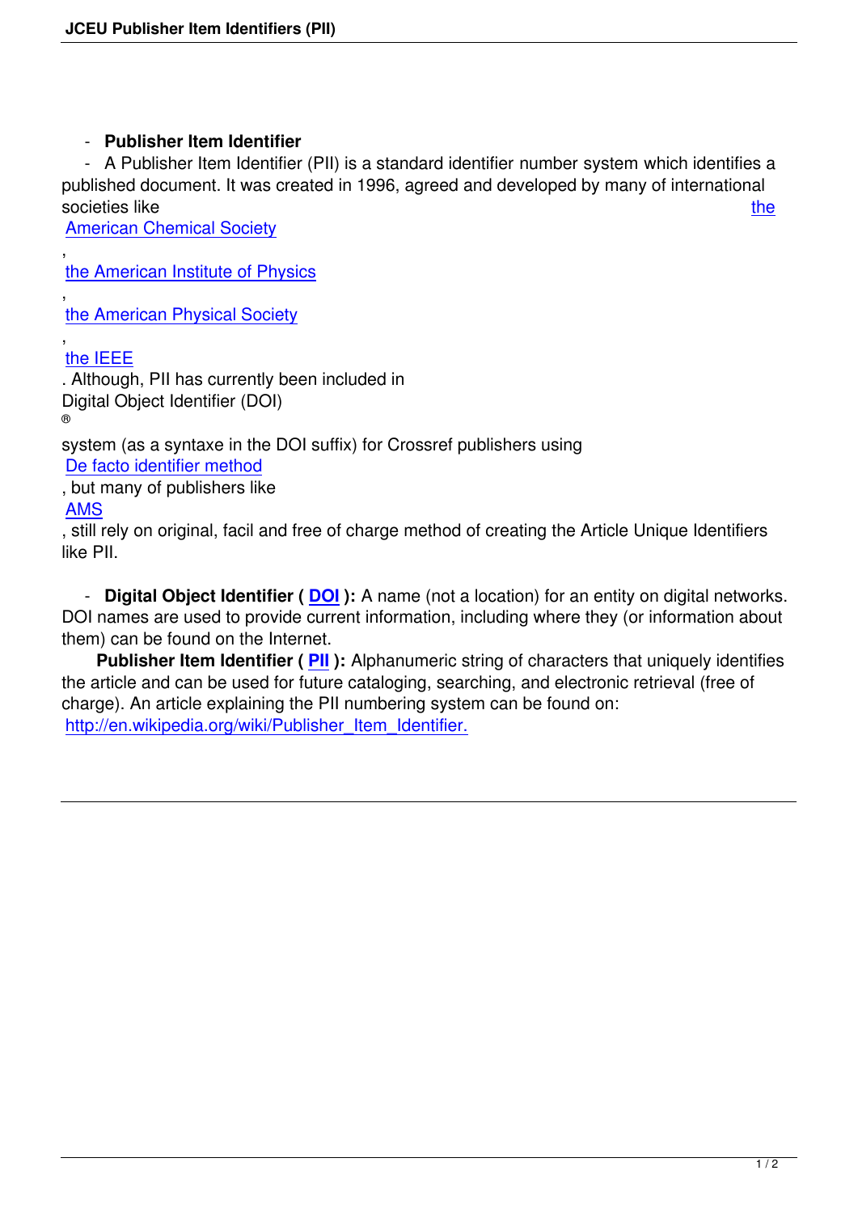- **Publisher Item Identifier**
- A Publisher Item Identifier (PII) is a standard identifier number system which identifies a published document. It was created in 1996, agreed and developed by many of international societies like the American Chemical Society, the American Institute of Physics, the American Physical Society, the IEEE. Although, PII has currently been included in Digital Object Identifier (DOI)® system (as a syntaxe in the DOI suffix) for Crossref publishers using De facto identifier method, but many of publishers like AMS, still rely on original, facil and free of charge method of creating the Article Unique Identifiers like PII.

- **Digital Object Identifier ( DOI ):** A name (not a location) for an entity on digital networks. DOI names are used to provide current information, including where they (or information about them) can be found on the Internet.

**Publisher Item Identifier ( PII ):** Alphanumeric string of characters that uniquely identifies the article and can be used for future cataloging, searching, and electronic retrieval (free of charge). An article explaining the PII numbering system can be found on: http://en.wikipedia.org/wiki/Publisher_Item_Identifier.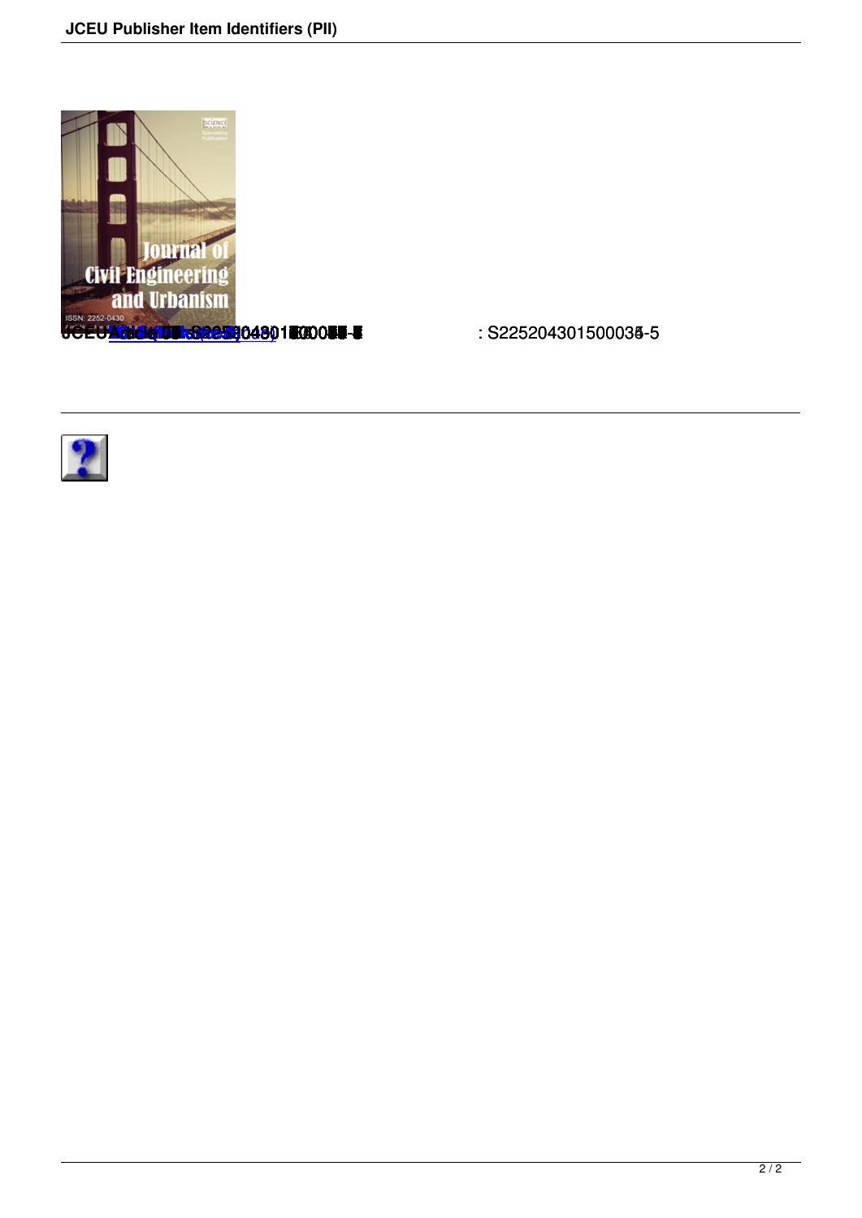: S225204301500035-5